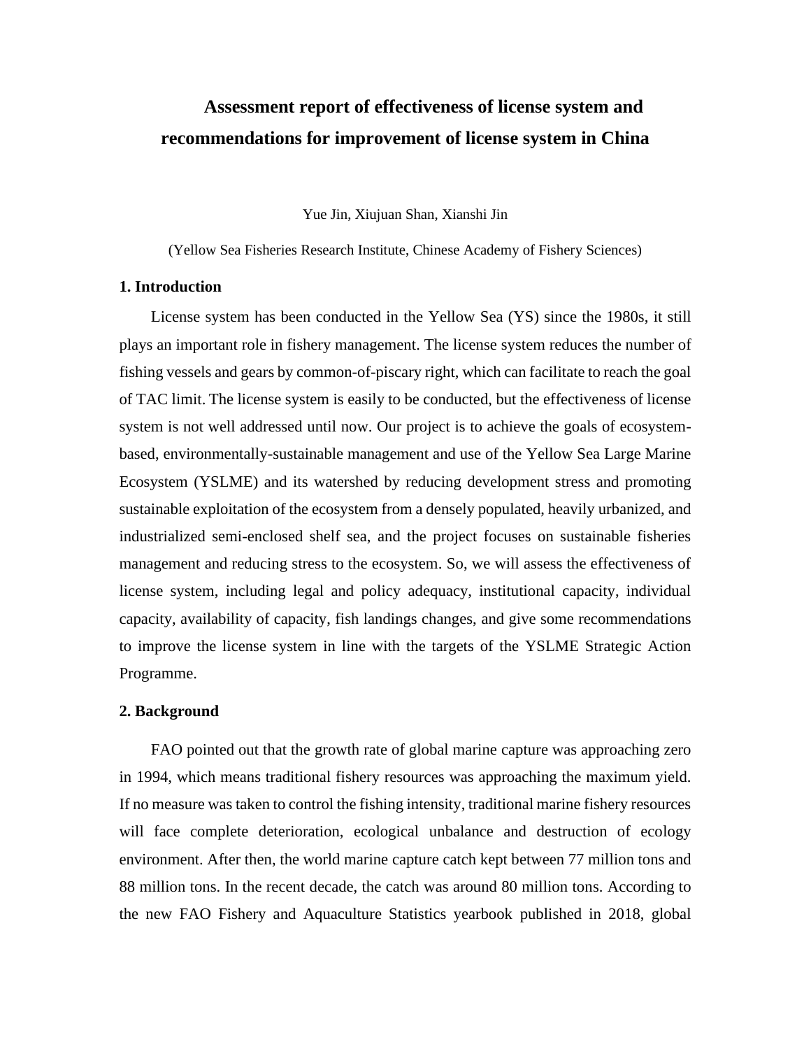# Assessment report of effectiveness of license system and recommendations for improvement of license system in China

Yue Jin, Xiujuan Shan, Xianshi Jin

(Yellow Sea Fisheries Research Institute, Chinese Academy of Fishery Sciences)

## 1. Introduction

License system has been conducted in the Yellow Sea (YS) since the 1980s, it still plays an important role in fishery management. The license system reduces the number of fishing vessels and gears by common-of-piscary right, which can facilitate to reach the goal of TAC limit. The license system is easily to be conducted, but the effectiveness of license system is not well addressed until now. Our project is to achieve the goals of ecosystem-based, environmentally-sustainable management and use of the Yellow Sea Large Marine Ecosystem (YSLME) and its watershed by reducing development stress and promoting sustainable exploitation of the ecosystem from a densely populated, heavily urbanized, and industrialized semi-enclosed shelf sea, and the project focuses on sustainable fisheries management and reducing stress to the ecosystem. So, we will assess the effectiveness of license system, including legal and policy adequacy, institutional capacity, individual capacity, availability of capacity, fish landings changes, and give some recommendations to improve the license system in line with the targets of the YSLME Strategic Action Programme.

## 2. Background

FAO pointed out that the growth rate of global marine capture was approaching zero in 1994, which means traditional fishery resources was approaching the maximum yield. If no measure was taken to control the fishing intensity, traditional marine fishery resources will face complete deterioration, ecological unbalance and destruction of ecology environment. After then, the world marine capture catch kept between 77 million tons and 88 million tons. In the recent decade, the catch was around 80 million tons. According to the new FAO Fishery and Aquaculture Statistics yearbook published in 2018, global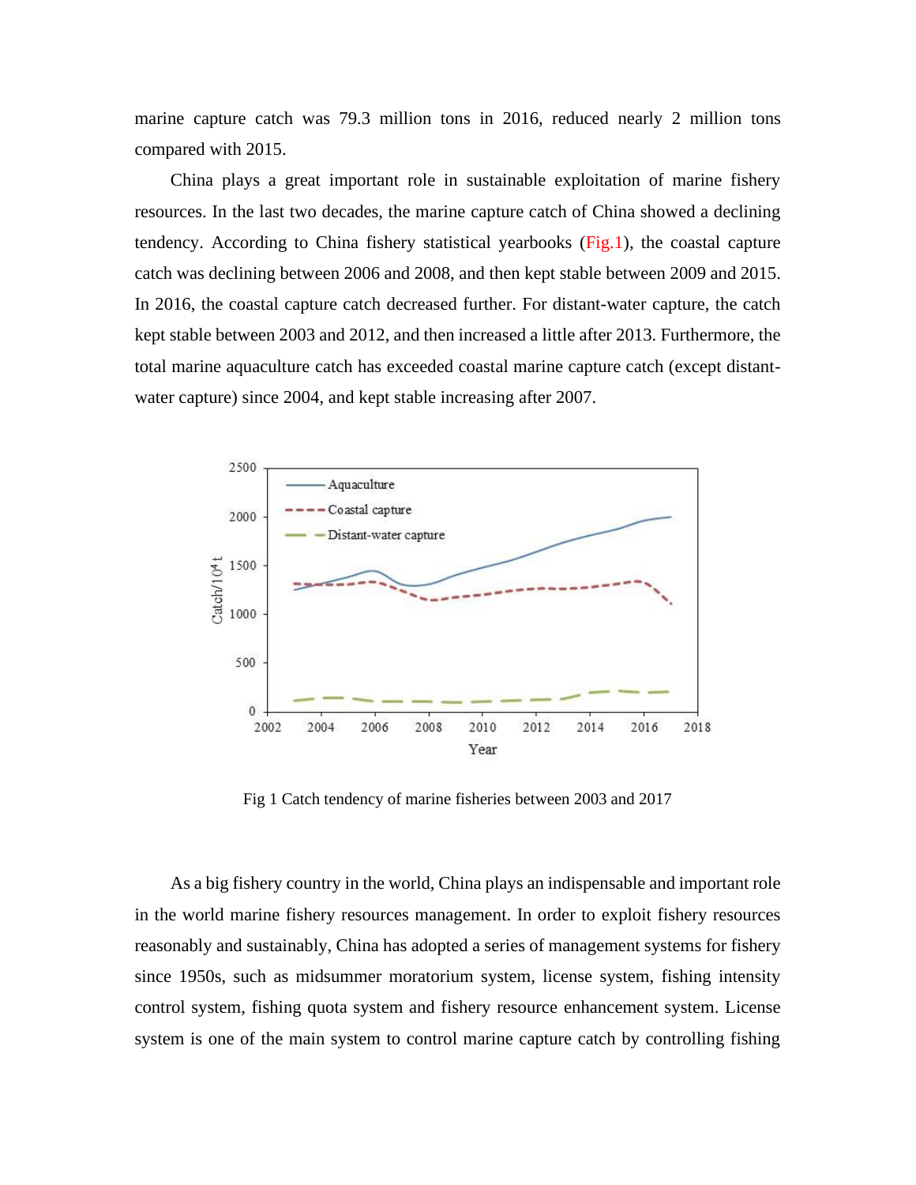marine capture catch was 79.3 million tons in 2016, reduced nearly 2 million tons compared with 2015.

China plays a great important role in sustainable exploitation of marine fishery resources. In the last two decades, the marine capture catch of China showed a declining tendency. According to China fishery statistical yearbooks (Fig.1), the coastal capture catch was declining between 2006 and 2008, and then kept stable between 2009 and 2015. In 2016, the coastal capture catch decreased further. For distant-water capture, the catch kept stable between 2003 and 2012, and then increased a little after 2013. Furthermore, the total marine aquaculture catch has exceeded coastal marine capture catch (except distant-water capture) since 2004, and kept stable increasing after 2007.

Fig 1 Catch tendency of marine fisheries between 2003 and 2017

As a big fishery country in the world, China plays an indispensable and important role in the world marine fishery resources management. In order to exploit fishery resources reasonably and sustainably, China has adopted a series of management systems for fishery since 1950s, such as midsummer moratorium system, license system, fishing intensity control system, fishing quota system and fishery resource enhancement system. License system is one of the main system to control marine capture catch by controlling fishing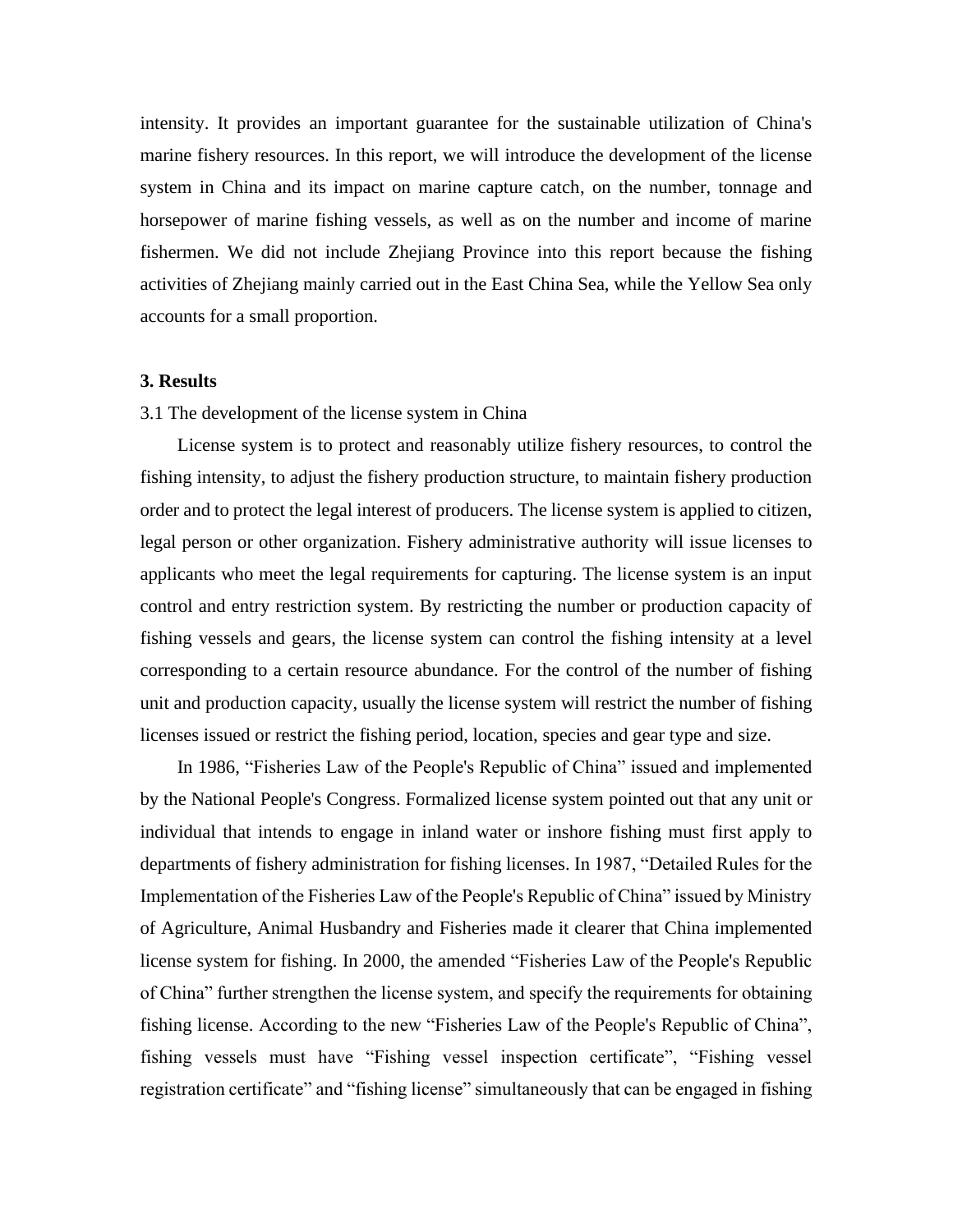intensity. It provides an important guarantee for the sustainable utilization of China's marine fishery resources. In this report, we will introduce the development of the license system in China and its impact on marine capture catch, on the number, tonnage and horsepower of marine fishing vessels, as well as on the number and income of marine fishermen. We did not include Zhejiang Province into this report because the fishing activities of Zhejiang mainly carried out in the East China Sea, while the Yellow Sea only accounts for a small proportion.

## 3. Results

### 3.1 The development of the license system in China

License system is to protect and reasonably utilize fishery resources, to control the fishing intensity, to adjust the fishery production structure, to maintain fishery production order and to protect the legal interest of producers. The license system is applied to citizen, legal person or other organization. Fishery administrative authority will issue licenses to applicants who meet the legal requirements for capturing. The license system is an input control and entry restriction system. By restricting the number or production capacity of fishing vessels and gears, the license system can control the fishing intensity at a level corresponding to a certain resource abundance. For the control of the number of fishing unit and production capacity, usually the license system will restrict the number of fishing licenses issued or restrict the fishing period, location, species and gear type and size.

In 1986, "Fisheries Law of the People's Republic of China" issued and implemented by the National People's Congress. Formalized license system pointed out that any unit or individual that intends to engage in inland water or inshore fishing must first apply to departments of fishery administration for fishing licenses. In 1987, "Detailed Rules for the Implementation of the Fisheries Law of the People's Republic of China" issued by Ministry of Agriculture, Animal Husbandry and Fisheries made it clearer that China implemented license system for fishing. In 2000, the amended "Fisheries Law of the People's Republic of China" further strengthen the license system, and specify the requirements for obtaining fishing license. According to the new "Fisheries Law of the People's Republic of China", fishing vessels must have "Fishing vessel inspection certificate", "Fishing vessel registration certificate" and "fishing license" simultaneously that can be engaged in fishing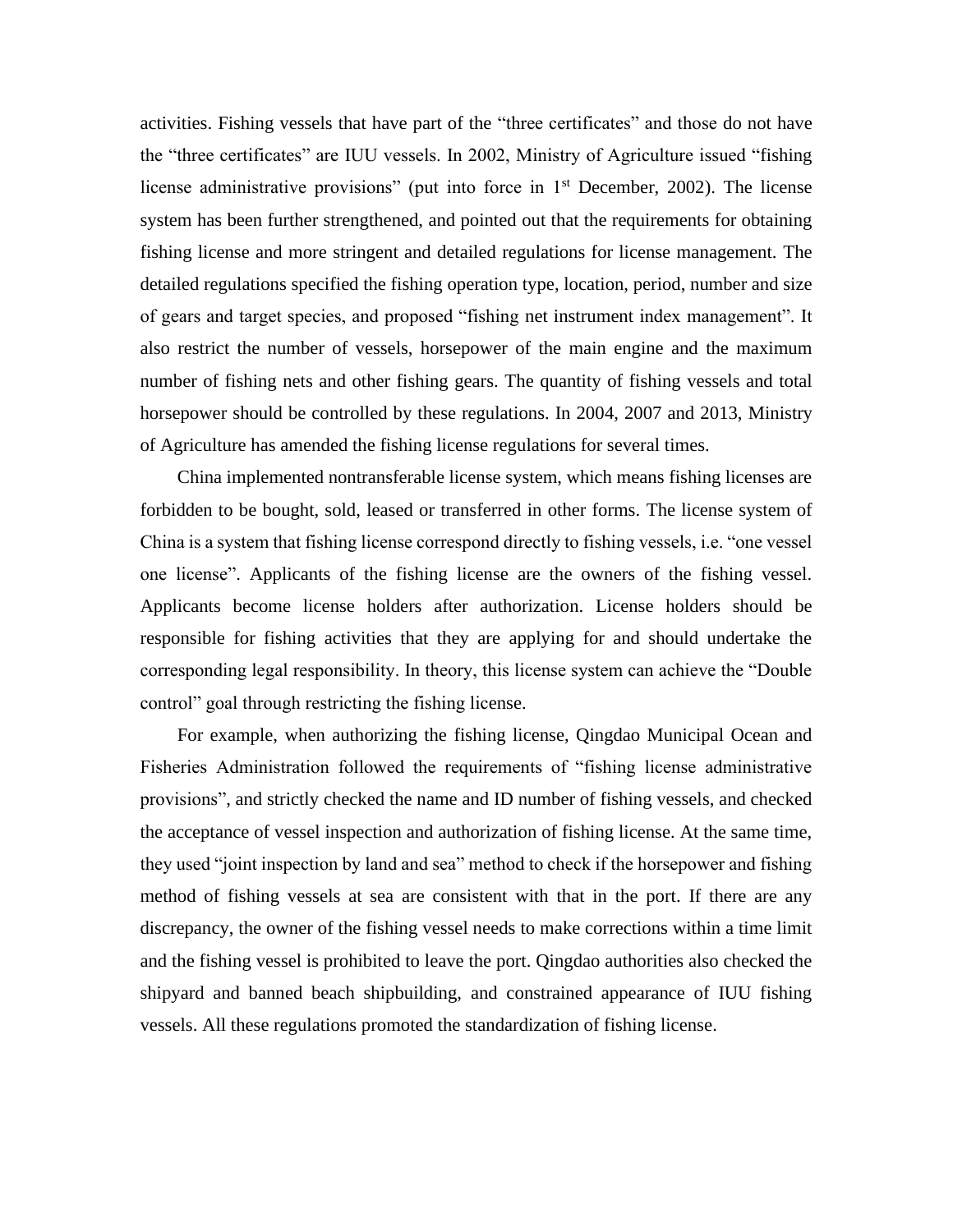activities. Fishing vessels that have part of the "three certificates" and those do not have the "three certificates" are IUU vessels. In 2002, Ministry of Agriculture issued "fishing license administrative provisions" (put into force in 1st December, 2002). The license system has been further strengthened, and pointed out that the requirements for obtaining fishing license and more stringent and detailed regulations for license management. The detailed regulations specified the fishing operation type, location, period, number and size of gears and target species, and proposed "fishing net instrument index management". It also restrict the number of vessels, horsepower of the main engine and the maximum number of fishing nets and other fishing gears. The quantity of fishing vessels and total horsepower should be controlled by these regulations. In 2004, 2007 and 2013, Ministry of Agriculture has amended the fishing license regulations for several times.

China implemented nontransferable license system, which means fishing licenses are forbidden to be bought, sold, leased or transferred in other forms. The license system of China is a system that fishing license correspond directly to fishing vessels, i.e. "one vessel one license". Applicants of the fishing license are the owners of the fishing vessel. Applicants become license holders after authorization. License holders should be responsible for fishing activities that they are applying for and should undertake the corresponding legal responsibility. In theory, this license system can achieve the "Double control" goal through restricting the fishing license.

For example, when authorizing the fishing license, Qingdao Municipal Ocean and Fisheries Administration followed the requirements of "fishing license administrative provisions", and strictly checked the name and ID number of fishing vessels, and checked the acceptance of vessel inspection and authorization of fishing license. At the same time, they used "joint inspection by land and sea" method to check if the horsepower and fishing method of fishing vessels at sea are consistent with that in the port. If there are any discrepancy, the owner of the fishing vessel needs to make corrections within a time limit and the fishing vessel is prohibited to leave the port. Qingdao authorities also checked the shipyard and banned beach shipbuilding, and constrained appearance of IUU fishing vessels. All these regulations promoted the standardization of fishing license.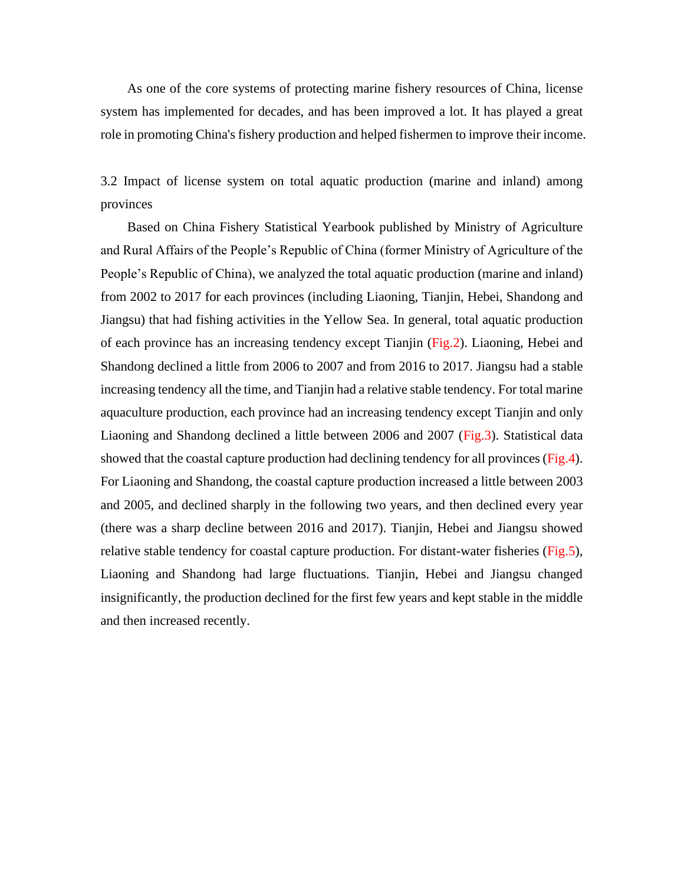As one of the core systems of protecting marine fishery resources of China, license system has implemented for decades, and has been improved a lot. It has played a great role in promoting China's fishery production and helped fishermen to improve their income.

## 3.2 Impact of license system on total aquatic production (marine and inland) among provinces

Based on China Fishery Statistical Yearbook published by Ministry of Agriculture and Rural Affairs of the People's Republic of China (former Ministry of Agriculture of the People's Republic of China), we analyzed the total aquatic production (marine and inland) from 2002 to 2017 for each provinces (including Liaoning, Tianjin, Hebei, Shandong and Jiangsu) that had fishing activities in the Yellow Sea. In general, total aquatic production of each province has an increasing tendency except Tianjin (Fig.2). Liaoning, Hebei and Shandong declined a little from 2006 to 2007 and from 2016 to 2017. Jiangsu had a stable increasing tendency all the time, and Tianjin had a relative stable tendency. For total marine aquaculture production, each province had an increasing tendency except Tianjin and only Liaoning and Shandong declined a little between 2006 and 2007 (Fig.3). Statistical data showed that the coastal capture production had declining tendency for all provinces (Fig.4). For Liaoning and Shandong, the coastal capture production increased a little between 2003 and 2005, and declined sharply in the following two years, and then declined every year (there was a sharp decline between 2016 and 2017). Tianjin, Hebei and Jiangsu showed relative stable tendency for coastal capture production. For distant-water fisheries (Fig.5), Liaoning and Shandong had large fluctuations. Tianjin, Hebei and Jiangsu changed insignificantly, the production declined for the first few years and kept stable in the middle and then increased recently.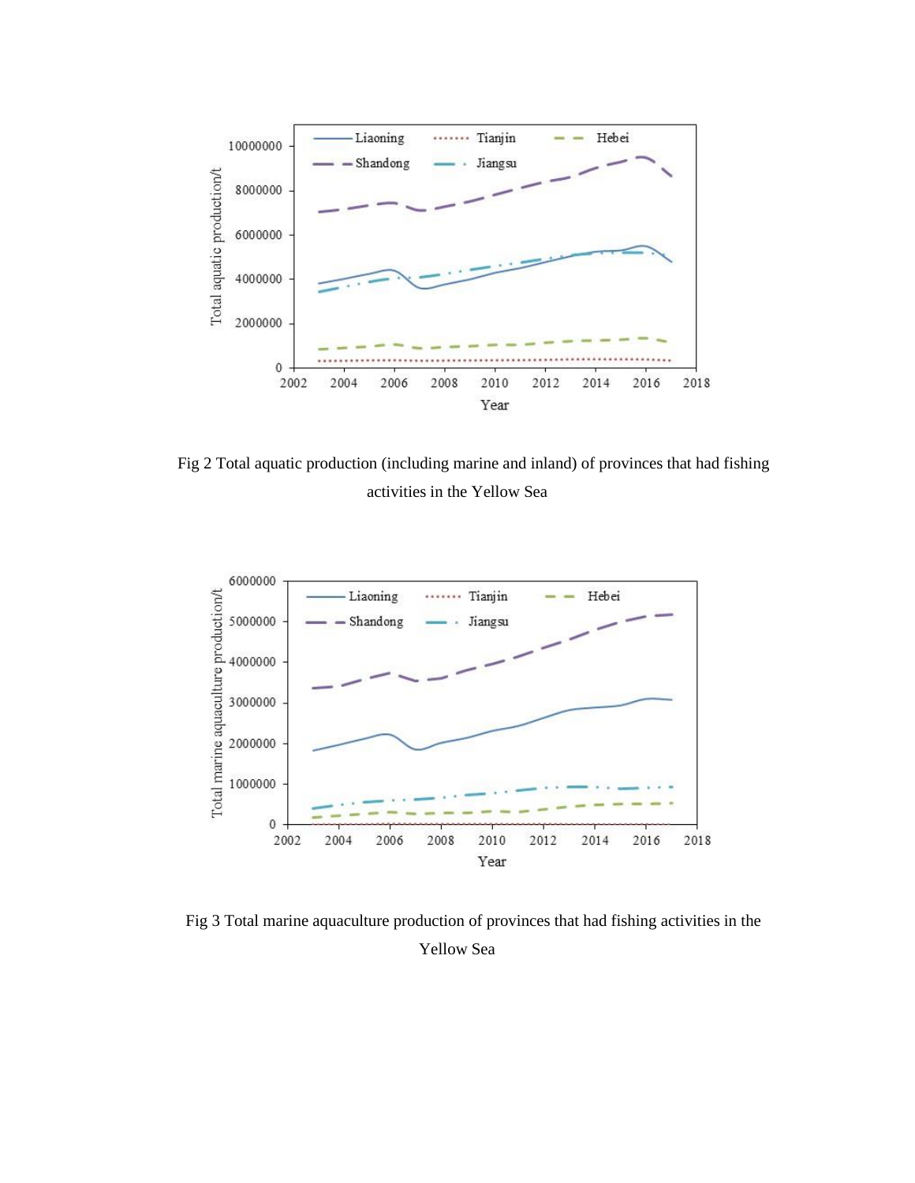Fig 2 Total aquatic production (including marine and inland) of provinces that had fishing activities in the Yellow Sea

Fig 3 Total marine aquaculture production of provinces that had fishing activities in the Yellow Sea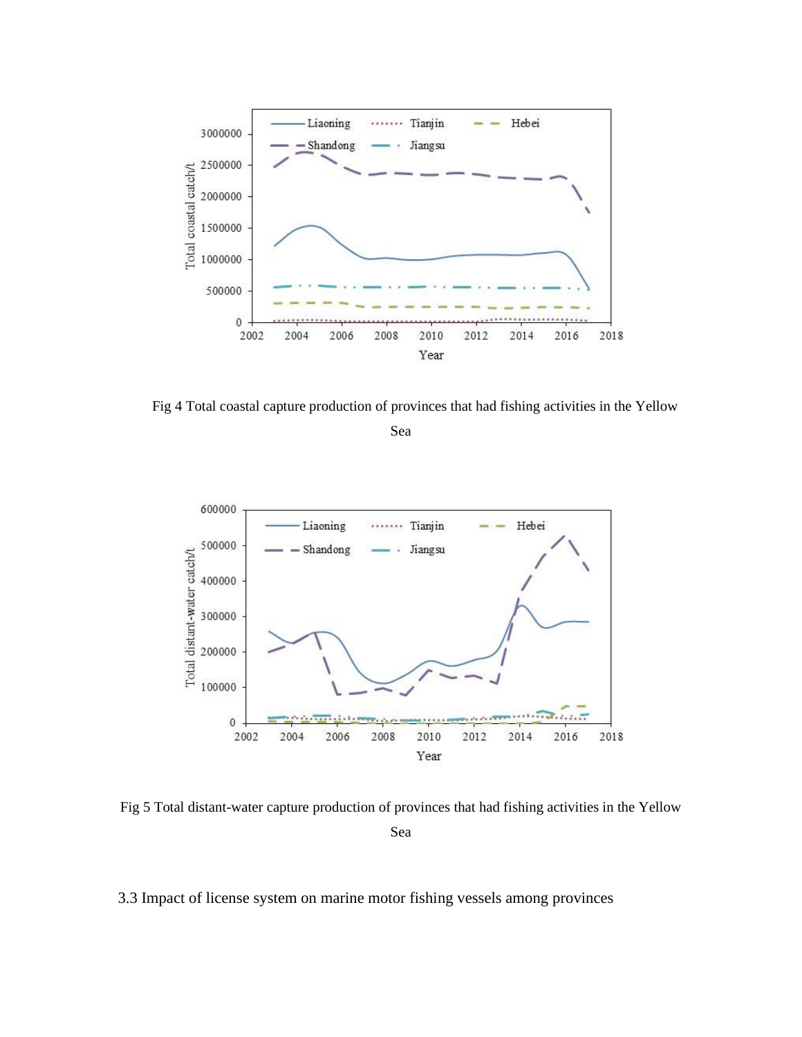Fig 4 Total coastal capture production of provinces that had fishing activities in the Yellow Sea

Fig 5 Total distant-water capture production of provinces that had fishing activities in the Yellow Sea

3.3 Impact of license system on marine motor fishing vessels among provinces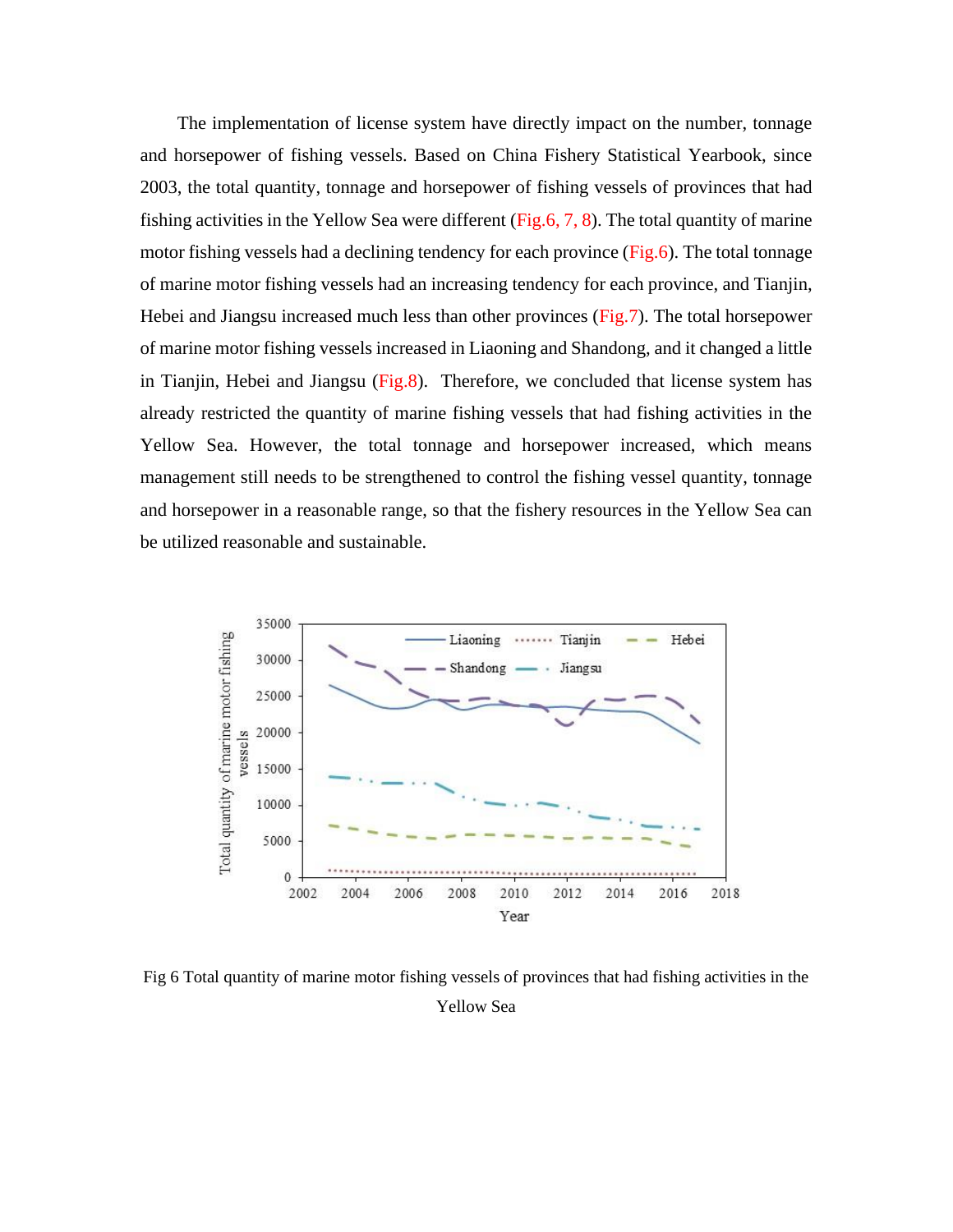The implementation of license system have directly impact on the number, tonnage and horsepower of fishing vessels. Based on China Fishery Statistical Yearbook, since 2003, the total quantity, tonnage and horsepower of fishing vessels of provinces that had fishing activities in the Yellow Sea were different (Fig.6, 7, 8). The total quantity of marine motor fishing vessels had a declining tendency for each province (Fig.6). The total tonnage of marine motor fishing vessels had an increasing tendency for each province, and Tianjin, Hebei and Jiangsu increased much less than other provinces (Fig.7). The total horsepower of marine motor fishing vessels increased in Liaoning and Shandong, and it changed a little in Tianjin, Hebei and Jiangsu (Fig.8). Therefore, we concluded that license system has already restricted the quantity of marine fishing vessels that had fishing activities in the Yellow Sea. However, the total tonnage and horsepower increased, which means management still needs to be strengthened to control the fishing vessel quantity, tonnage and horsepower in a reasonable range, so that the fishery resources in the Yellow Sea can be utilized reasonable and sustainable.

Fig 6 Total quantity of marine motor fishing vessels of provinces that had fishing activities in the Yellow Sea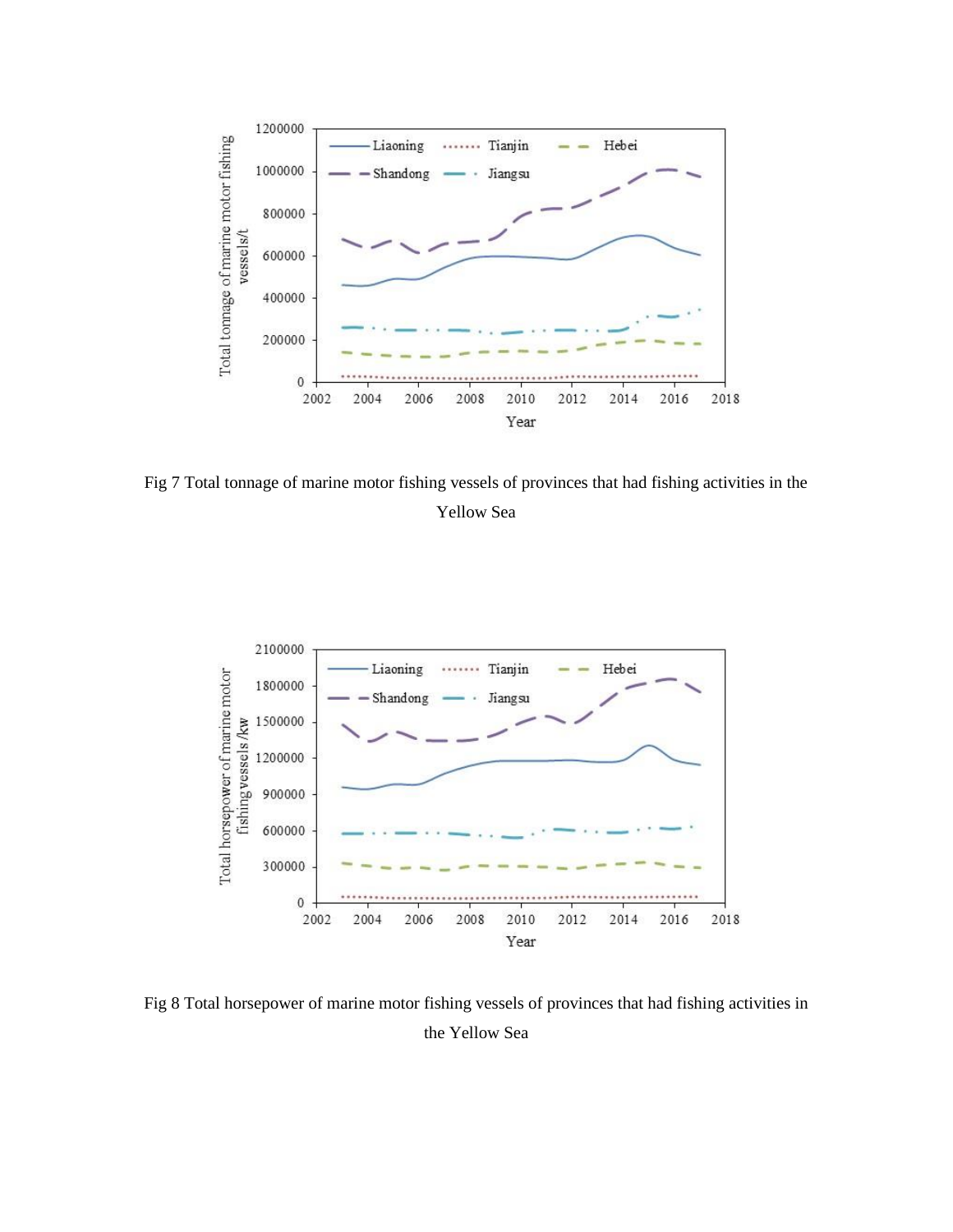Fig 7 Total tonnage of marine motor fishing vessels of provinces that had fishing activities in the Yellow Sea

Fig 8 Total horsepower of marine motor fishing vessels of provinces that had fishing activities in the Yellow Sea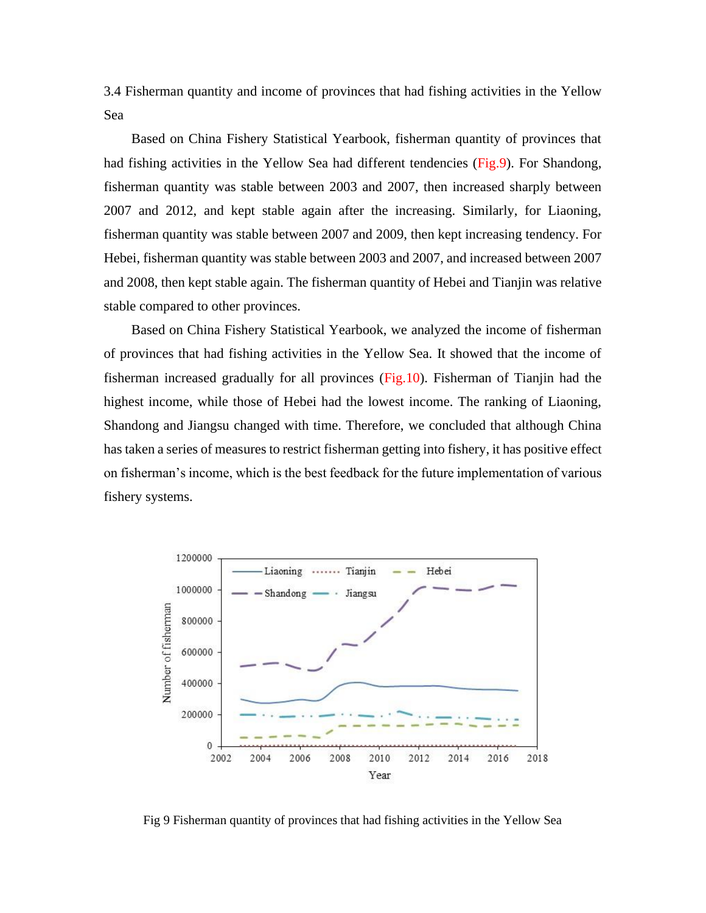3.4 Fisherman quantity and income of provinces that had fishing activities in the Yellow Sea

Based on China Fishery Statistical Yearbook, fisherman quantity of provinces that had fishing activities in the Yellow Sea had different tendencies (Fig.9). For Shandong, fisherman quantity was stable between 2003 and 2007, then increased sharply between 2007 and 2012, and kept stable again after the increasing. Similarly, for Liaoning, fisherman quantity was stable between 2007 and 2009, then kept increasing tendency. For Hebei, fisherman quantity was stable between 2003 and 2007, and increased between 2007 and 2008, then kept stable again. The fisherman quantity of Hebei and Tianjin was relative stable compared to other provinces.

Based on China Fishery Statistical Yearbook, we analyzed the income of fisherman of provinces that had fishing activities in the Yellow Sea. It showed that the income of fisherman increased gradually for all provinces (Fig.10). Fisherman of Tianjin had the highest income, while those of Hebei had the lowest income. The ranking of Liaoning, Shandong and Jiangsu changed with time. Therefore, we concluded that although China has taken a series of measures to restrict fisherman getting into fishery, it has positive effect on fisherman's income, which is the best feedback for the future implementation of various fishery systems.

Fig 9 Fisherman quantity of provinces that had fishing activities in the Yellow Sea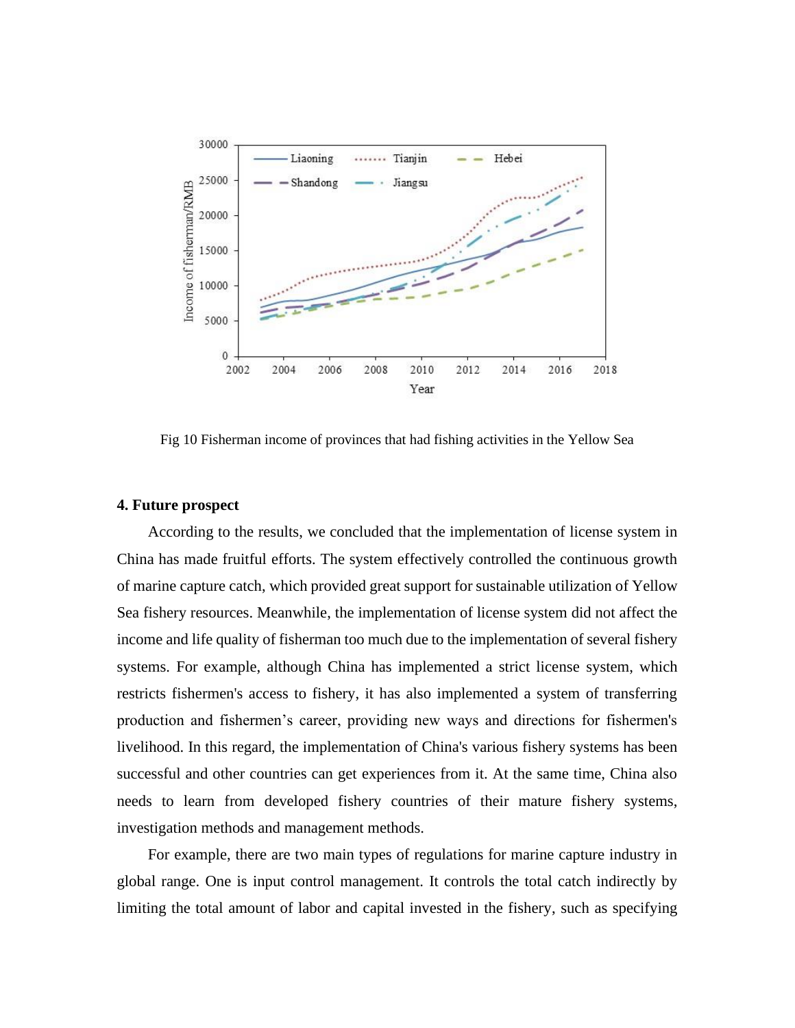Fig 10 Fisherman income of provinces that had fishing activities in the Yellow Sea

## 4. Future prospect

According to the results, we concluded that the implementation of license system in China has made fruitful efforts. The system effectively controlled the continuous growth of marine capture catch, which provided great support for sustainable utilization of Yellow Sea fishery resources. Meanwhile, the implementation of license system did not affect the income and life quality of fisherman too much due to the implementation of several fishery systems. For example, although China has implemented a strict license system, which restricts fishermen's access to fishery, it has also implemented a system of transferring production and fishermen's career, providing new ways and directions for fishermen's livelihood. In this regard, the implementation of China's various fishery systems has been successful and other countries can get experiences from it. At the same time, China also needs to learn from developed fishery countries of their mature fishery systems, investigation methods and management methods.

For example, there are two main types of regulations for marine capture industry in global range. One is input control management. It controls the total catch indirectly by limiting the total amount of labor and capital invested in the fishery, such as specifying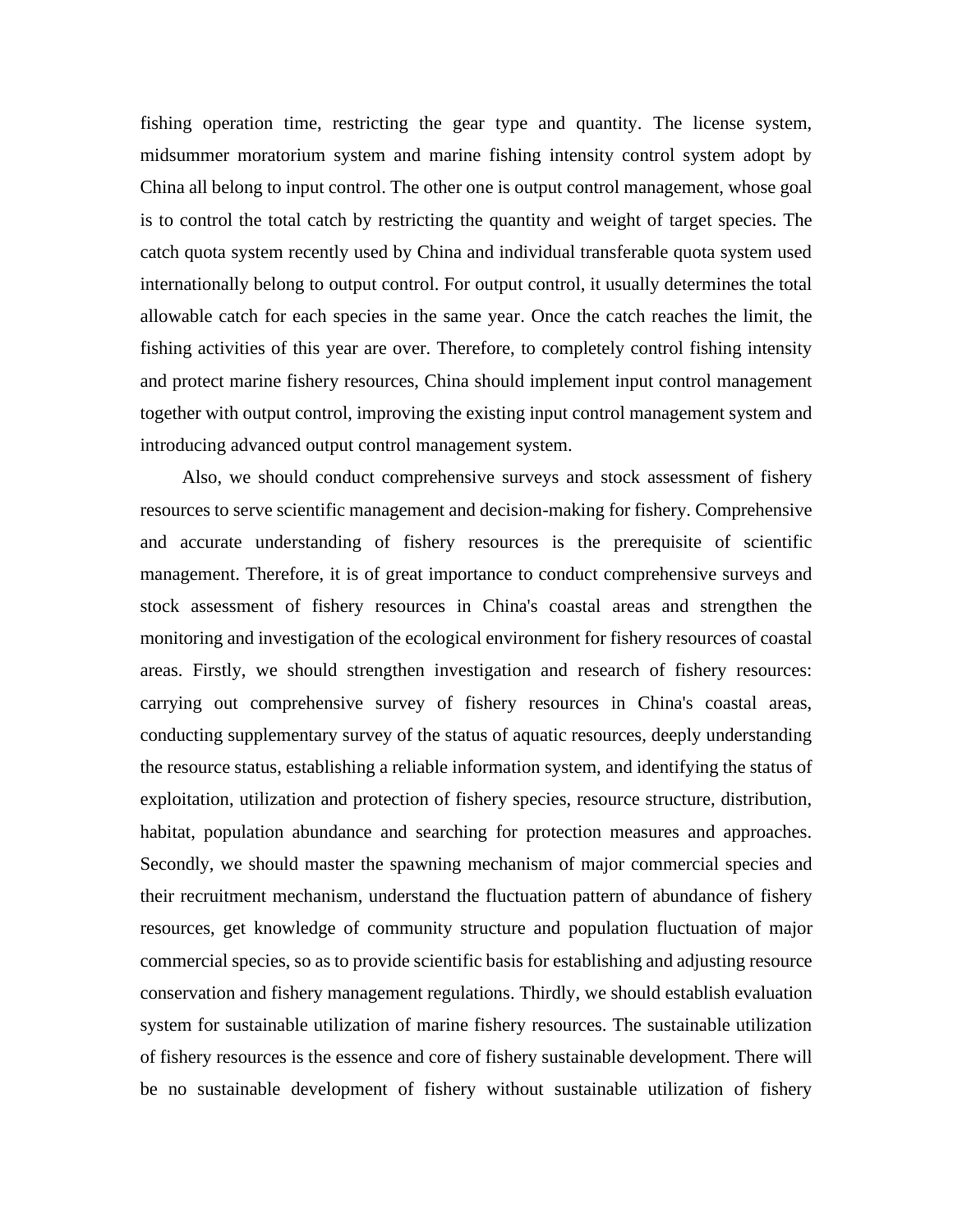fishing operation time, restricting the gear type and quantity. The license system, midsummer moratorium system and marine fishing intensity control system adopt by China all belong to input control. The other one is output control management, whose goal is to control the total catch by restricting the quantity and weight of target species. The catch quota system recently used by China and individual transferable quota system used internationally belong to output control. For output control, it usually determines the total allowable catch for each species in the same year. Once the catch reaches the limit, the fishing activities of this year are over. Therefore, to completely control fishing intensity and protect marine fishery resources, China should implement input control management together with output control, improving the existing input control management system and introducing advanced output control management system.

Also, we should conduct comprehensive surveys and stock assessment of fishery resources to serve scientific management and decision-making for fishery. Comprehensive and accurate understanding of fishery resources is the prerequisite of scientific management. Therefore, it is of great importance to conduct comprehensive surveys and stock assessment of fishery resources in China's coastal areas and strengthen the monitoring and investigation of the ecological environment for fishery resources of coastal areas. Firstly, we should strengthen investigation and research of fishery resources: carrying out comprehensive survey of fishery resources in China's coastal areas, conducting supplementary survey of the status of aquatic resources, deeply understanding the resource status, establishing a reliable information system, and identifying the status of exploitation, utilization and protection of fishery species, resource structure, distribution, habitat, population abundance and searching for protection measures and approaches. Secondly, we should master the spawning mechanism of major commercial species and their recruitment mechanism, understand the fluctuation pattern of abundance of fishery resources, get knowledge of community structure and population fluctuation of major commercial species, so as to provide scientific basis for establishing and adjusting resource conservation and fishery management regulations. Thirdly, we should establish evaluation system for sustainable utilization of marine fishery resources. The sustainable utilization of fishery resources is the essence and core of fishery sustainable development. There will be no sustainable development of fishery without sustainable utilization of fishery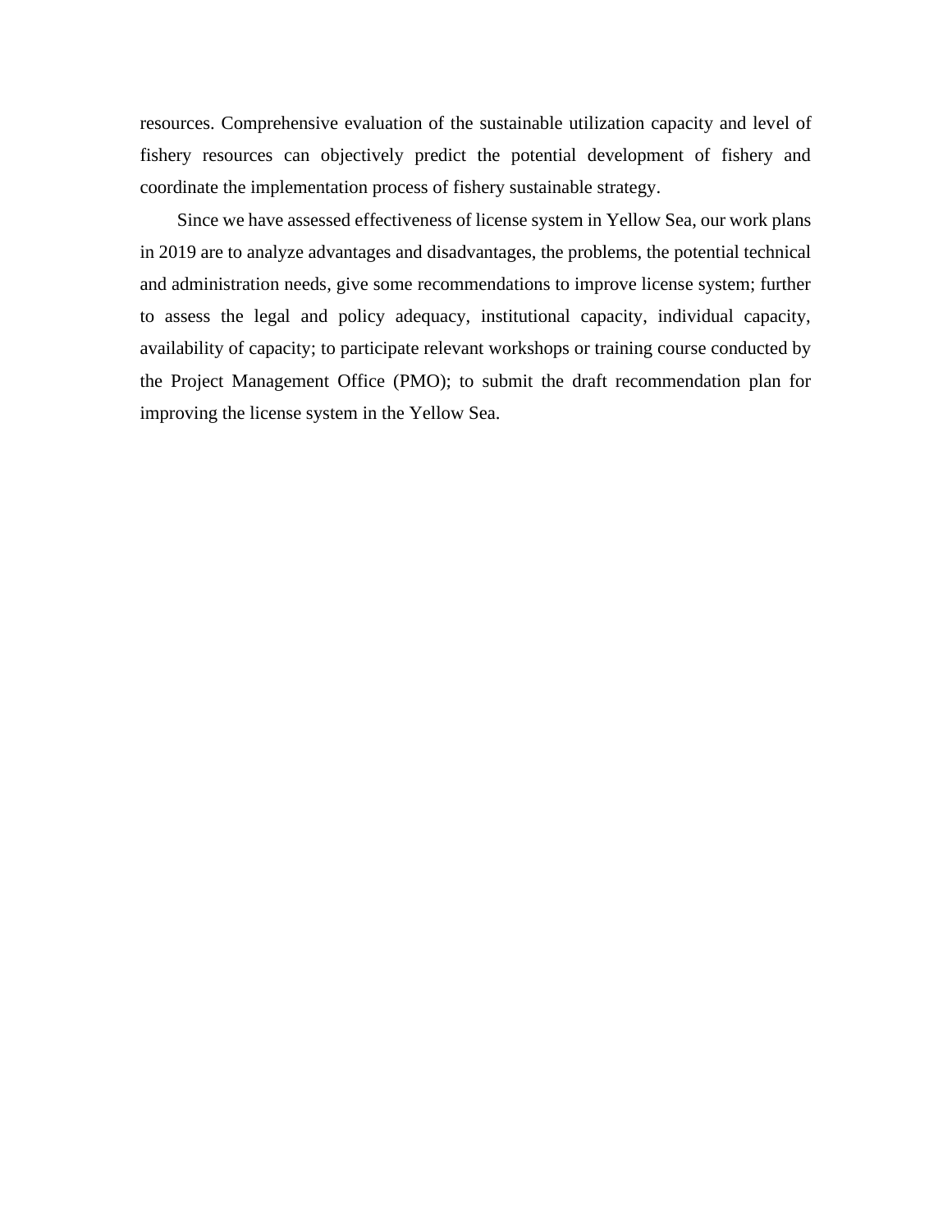resources. Comprehensive evaluation of the sustainable utilization capacity and level of fishery resources can objectively predict the potential development of fishery and coordinate the implementation process of fishery sustainable strategy.

Since we have assessed effectiveness of license system in Yellow Sea, our work plans in 2019 are to analyze advantages and disadvantages, the problems, the potential technical and administration needs, give some recommendations to improve license system; further to assess the legal and policy adequacy, institutional capacity, individual capacity, availability of capacity; to participate relevant workshops or training course conducted by the Project Management Office (PMO); to submit the draft recommendation plan for improving the license system in the Yellow Sea.